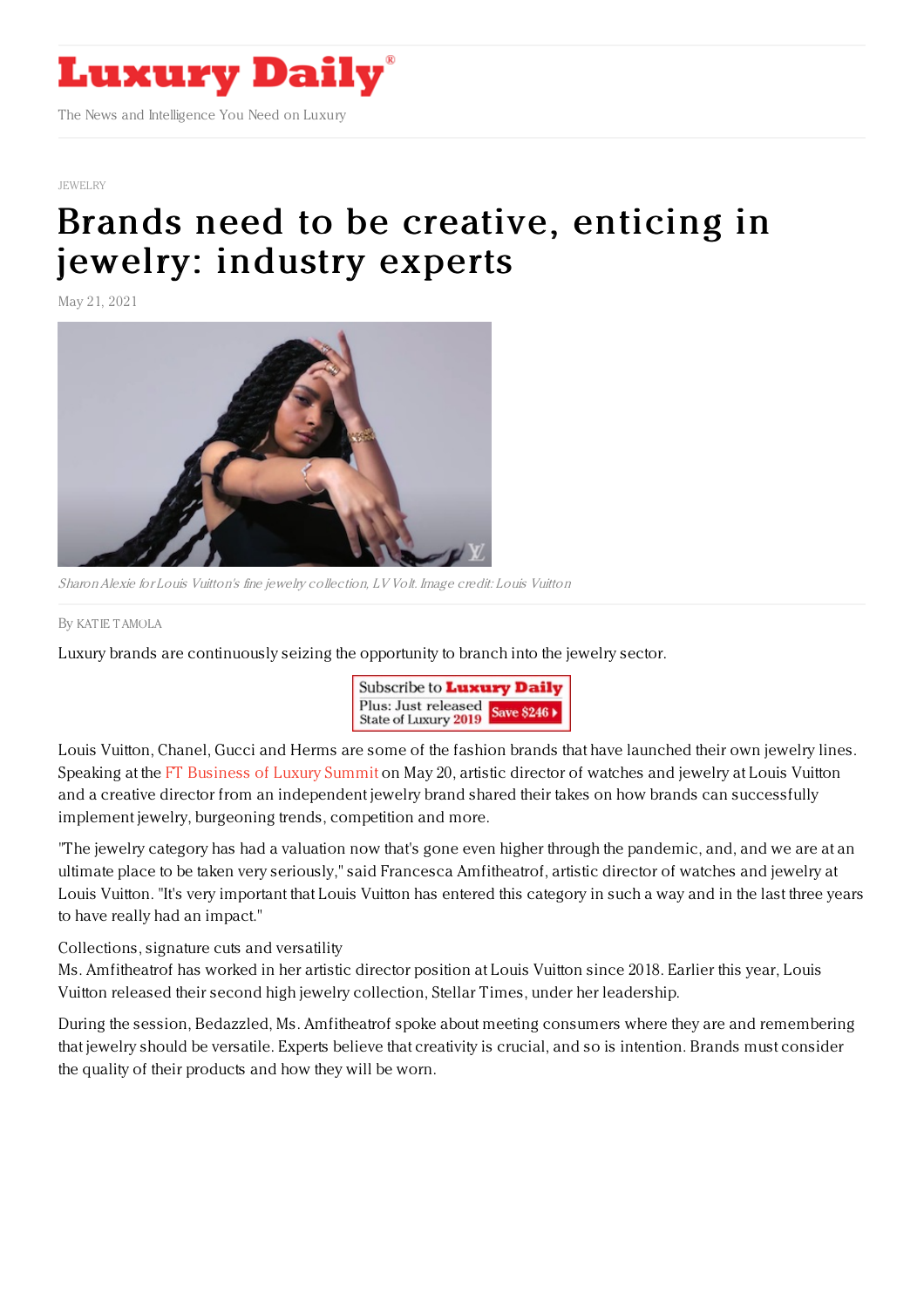# Luxury Daily

The News and Intelligence You Need on Luxury

JEWELRY

# Brands need to be creative, enticing in jewelry: industry experts

May 21, 2021

*Sharon Alexie for Louis Vuitton's fine jewelry collection, LV Volt. Image credit: Louis Vuitton*

By KATIE TAMOLA

Luxury brands are continuously seizing the opportunity to branch into the jewelry sector.

Louis Vuitton, Chanel, Gucci and Herms are some of the fashion brands that have launched their own jewelry lines. Speaking at the FT Business of Luxury Summit on May 20, artistic director of watches and jewelry at Louis Vuitton and a creative director from an independent jewelry brand shared their takes on how brands can successfully implement jewelry, burgeoning trends, competition and more.

"The jewelry category has had a valuation now that's gone even higher through the pandemic, and, and we are at an ultimate place to be taken very seriously," said Francesca Amfitheatrof, artistic director of watches and jewelry at Louis Vuitton. "It's very important that Louis Vuitton has entered this category in such a way and in the last three years to have really had an impact."

Collections, signature cuts and versatility

Ms. Amfitheatrof has worked in her artistic director position at Louis Vuitton since 2018. Earlier this year, Louis Vuitton released their second high jewelry collection, Stellar Times, under her leadership.

During the session, Bedazzled, Ms. Amfitheatrof spoke about meeting consumers where they are and remembering that jewelry should be versatile. Experts believe that creativity is crucial, and so is intention. Brands must consider the quality of their products and how they will be worn.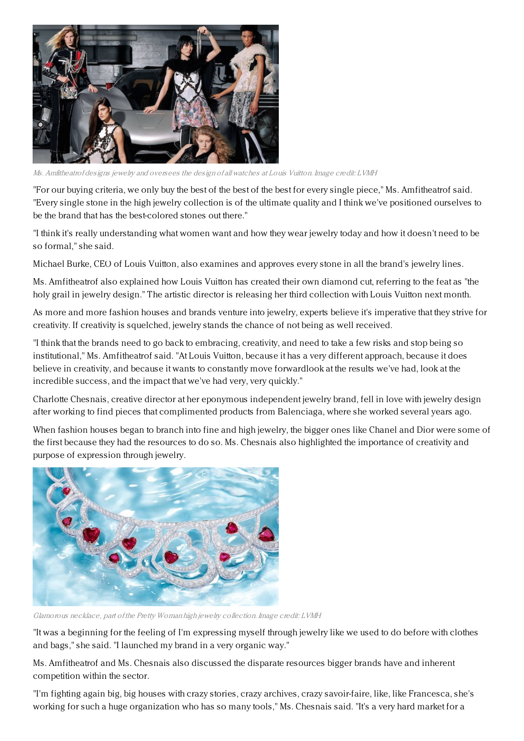*Ms. Amfitheatrof designs jewelry and oversees the design of all watches at Louis Vuitton. Image credit: LVMH*

"For our buying criteria, we only buy the best of the best of the best for every single piece," Ms. Amfitheatrof said. "Every single stone in the high jewelry collection is of the ultimate quality and I think we've positioned ourselves to be the brand that has the best-colored stones out there."

"I think it's really understanding what women want and how they wear jewelry today and how it doesn't need to be so formal," she said.

Michael Burke, CEO of Louis Vuitton, also examines and approves every stone in all the brand's jewelry lines.

Ms. Amfitheatrof also explained how Louis Vuitton has created their own diamond cut, referring to the feat as "the holy grail in jewelry design." The artistic director is releasing her third collection with Louis Vuitton next month.

As more and more fashion houses and brands venture into jewelry, experts believe it's imperative that they strive for creativity. If creativity is squelched, jewelry stands the chance of not being as well received.

"I think that the brands need to go back to embracing, creativity, and need to take a few risks and stop being so institutional," Ms. Amfitheatrof said. "At Louis Vuitton, because it has a very different approach, because it does believe in creativity, and because it wants to constantly move forwardlook at the results we've had, look at the incredible success, and the impact that we've had very, very quickly."

Charlotte Chesnais, creative director at her eponymous independent jewelry brand, fell in love with jewelry design after working to find pieces that complimented products from Balenciaga, where she worked several years ago.

When fashion houses began to branch into fine and high jewelry, the bigger ones like Chanel and Dior were some of the first because they had the resources to do so. Ms. Chesnais also highlighted the importance of creativity and purpose of expression through jewelry.

*Glamorous necklace, part of the Pretty Woman high jewelry collection. Image credit: LVMH*

"It was a beginning for the feeling of I'm expressing myself through jewelry like we used to do before with clothes and bags," she said. "I launched my brand in a very organic way."

Ms. Amfitheatrof and Ms. Chesnais also discussed the disparate resources bigger brands have and inherent competition within the sector.

"I'm fighting again big, big houses with crazy stories, crazy archives, crazy savoir-faire, like, like Francesca, she's working for such a huge organization who has so many tools," Ms. Chesnais said. "It's a very hard market for a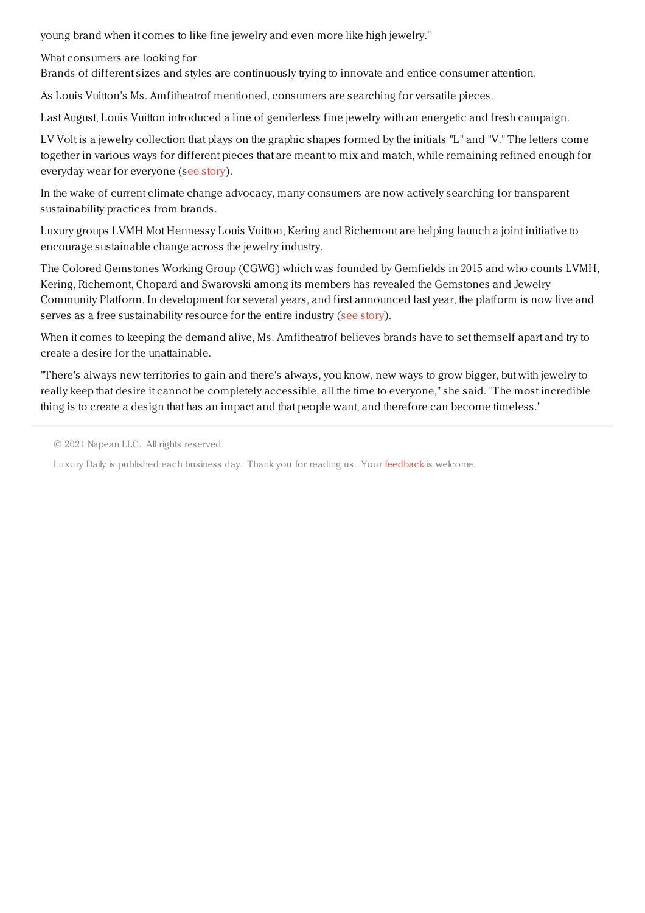young brand when it comes to like fine jewelry and even more like high jewelry."

## What consumers are looking for

Brands of different sizes and styles are continuously trying to innovate and entice consumer attention.

As Louis Vuitton's Ms. Amfitheatrof mentioned, consumers are searching for versatile pieces.

Last August, Louis Vuitton introduced a line of genderless fine jewelry with an energetic and fresh campaign.

LV Volt is a jewelry collection that plays on the graphic shapes formed by the initials "L" and "V." The letters come together in various ways for different pieces that are meant to mix and match, while remaining refined enough for everyday wear for everyone (see story).

In the wake of current climate change advocacy, many consumers are now actively searching for transparent sustainability practices from brands.

Luxury groups LVMH Mot Hennessy Louis Vuitton, Kering and Richemont are helping launch a joint initiative to encourage sustainable change across the jewelry industry.

The Colored Gemstones Working Group (CGWG) which was founded by Gemfields in 2015 and who counts LVMH, Kering, Richemont, Chopard and Swarovski among its members has revealed the Gemstones and Jewelry Community Platform. In development for several years, and first announced last year, the platform is now live and serves as a free sustainability resource for the entire industry (see story).

When it comes to keeping the demand alive, Ms. Amfitheatrof believes brands have to set themself apart and try to create a desire for the unattainable.

"There's always new territories to gain and there's always, you know, new ways to grow bigger, but with jewelry to really keep that desire it cannot be completely accessible, all the time to everyone," she said. "The most incredible thing is to create a design that has an impact and that people want, and therefore can become timeless."

© 2021 Napean LLC. All rights reserved.

Luxury Daily is published each business day. Thank you for reading us. Your feedback is welcome.